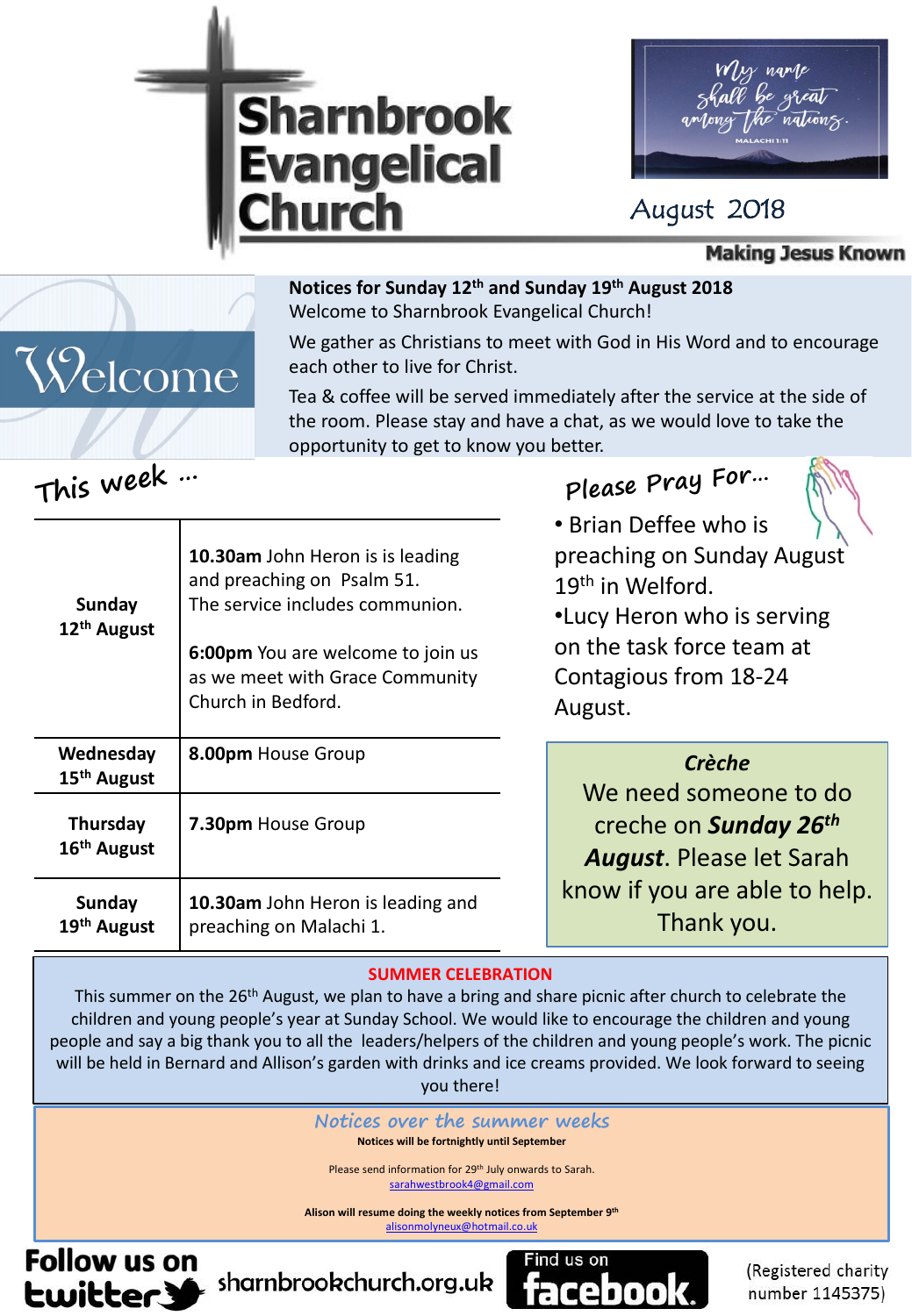# Sharnbrook Evangelical Church

My name shall be great among the nations. MALACHI 1:11

August 2018

**Making Jesus Known**

Welcome

**Notices for Sunday 12th and Sunday 19th August 2018**

Welcome to Sharnbrook Evangelical Church!

We gather as Christians to meet with God in His Word and to encourage each other to live for Christ.

Tea & coffee will be served immediately after the service at the side of the room. Please stay and have a chat, as we would love to take the opportunity to get to know you better.

## This week …

| | |
|---|---|
| **Sunday 12th August** | **10.30am** John Heron is is leading and preaching on Psalm 51. The service includes communion. **6:00pm** You are welcome to join us as we meet with Grace Community Church in Bedford. |
| **Wednesday 15th August** | **8.00pm** House Group |
| **Thursday 16th August** | **7.30pm** House Group |
| **Sunday 19th August** | **10.30am** John Heron is leading and preaching on Malachi 1. |

## Please Pray For…

- Brian Deffee who is preaching on Sunday August 19th in Welford.
- Lucy Heron who is serving on the task force team at Contagious from 18-24 August.

### *Crèche*

We need someone to do creche on ***Sunday 26th August***. Please let Sarah know if you are able to help. Thank you.

### SUMMER CELEBRATION

This summer on the 26th August, we plan to have a bring and share picnic after church to celebrate the children and young people's year at Sunday School. We would like to encourage the children and young people and say a big thank you to all the leaders/helpers of the children and young people's work. The picnic will be held in Bernard and Allison's garden with drinks and ice creams provided. We look forward to seeing you there!

### Notices over the summer weeks

**Notices will be fortnightly until September**

Please send information for 29th July onwards to Sarah.
sarahwestbrook4@gmail.com

**Alison will resume doing the weekly notices from September 9th**
alisonmolyneux@hotmail.co.uk

Follow us on twitter | sharnbrookchurch.org.uk | Find us on facebook | (Registered charity number 1145375)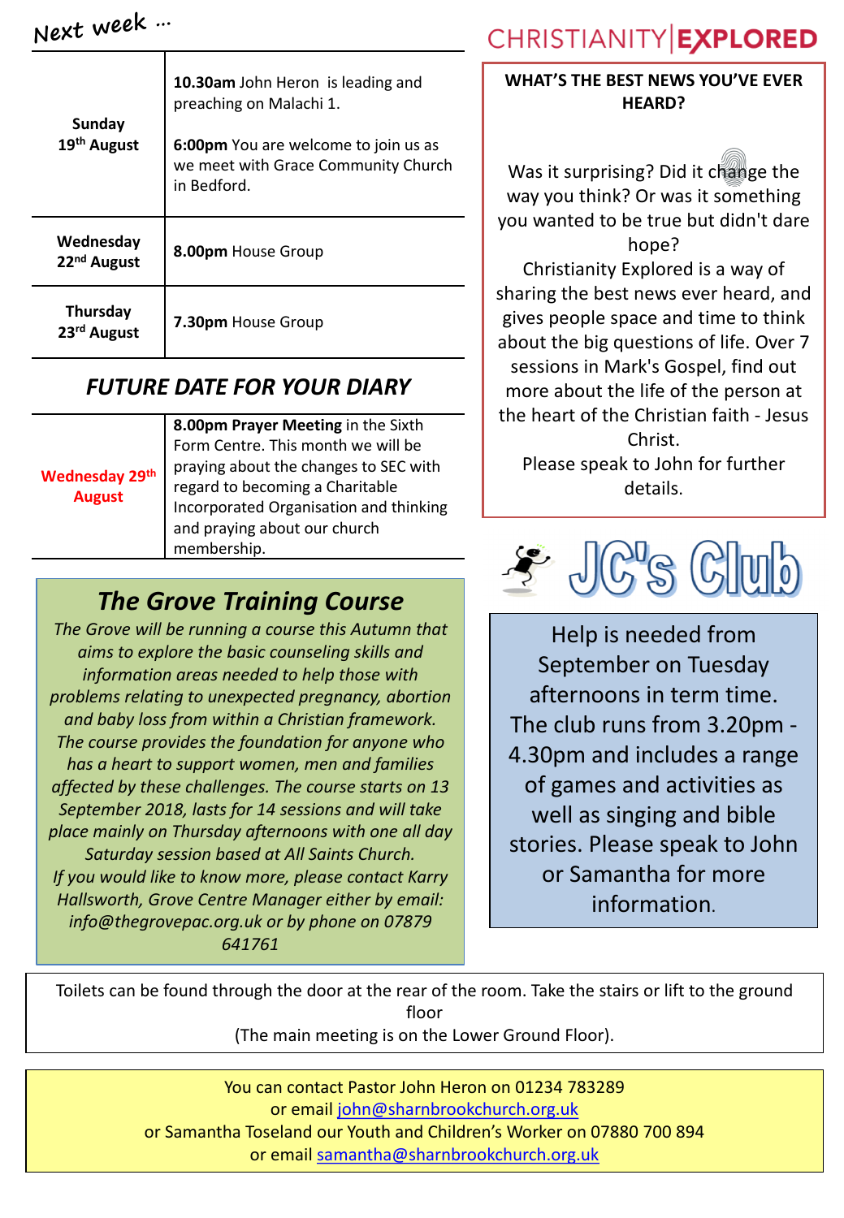## Next week …

| | |
|---|---|
| **Sunday 19th August** | **10.30am** John Heron is leading and preaching on Malachi 1.<br><br>**6:00pm** You are welcome to join us as we meet with Grace Community Church in Bedford. |
| **Wednesday 22nd August** | **8.00pm** House Group |
| **Thursday 23rd August** | **7.30pm** House Group |

## *FUTURE DATE FOR YOUR DIARY*

| | |
|---|---|
| **Wednesday 29th August** | **8.00pm Prayer Meeting** in the Sixth Form Centre. This month we will be praying about the changes to SEC with regard to becoming a Charitable Incorporated Organisation and thinking and praying about our church membership. |

## *The Grove Training Course*

*The Grove will be running a course this Autumn that aims to explore the basic counseling skills and information areas needed to help those with problems relating to unexpected pregnancy, abortion and baby loss from within a Christian framework. The course provides the foundation for anyone who has a heart to support women, men and families affected by these challenges. The course starts on 13 September 2018, lasts for 14 sessions and will take place mainly on Thursday afternoons with one all day Saturday session based at All Saints Church.*

*If you would like to know more, please contact Karry Hallsworth, Grove Centre Manager either by email: info@thegrovepac.org.uk or by phone on 07879 641761*

## CHRISTIANITY | EXPLORED

**WHAT'S THE BEST NEWS YOU'VE EVER HEARD?**

Was it surprising? Did it change the way you think? Or was it something you wanted to be true but didn't dare hope?

Christianity Explored is a way of sharing the best news ever heard, and gives people space and time to think about the big questions of life. Over 7 sessions in Mark's Gospel, find out more about the life of the person at the heart of the Christian faith - Jesus Christ.

Please speak to John for further details.

## JC's Club

Help is needed from September on Tuesday afternoons in term time. The club runs from 3.20pm - 4.30pm and includes a range of games and activities as well as singing and bible stories. Please speak to John or Samantha for more information.

Toilets can be found through the door at the rear of the room. Take the stairs or lift to the ground floor

(The main meeting is on the Lower Ground Floor).

You can contact Pastor John Heron on 01234 783289
or email john@sharnbrookchurch.org.uk
or Samantha Toseland our Youth and Children's Worker on 07880 700 894
or email samantha@sharnbrookchurch.org.uk